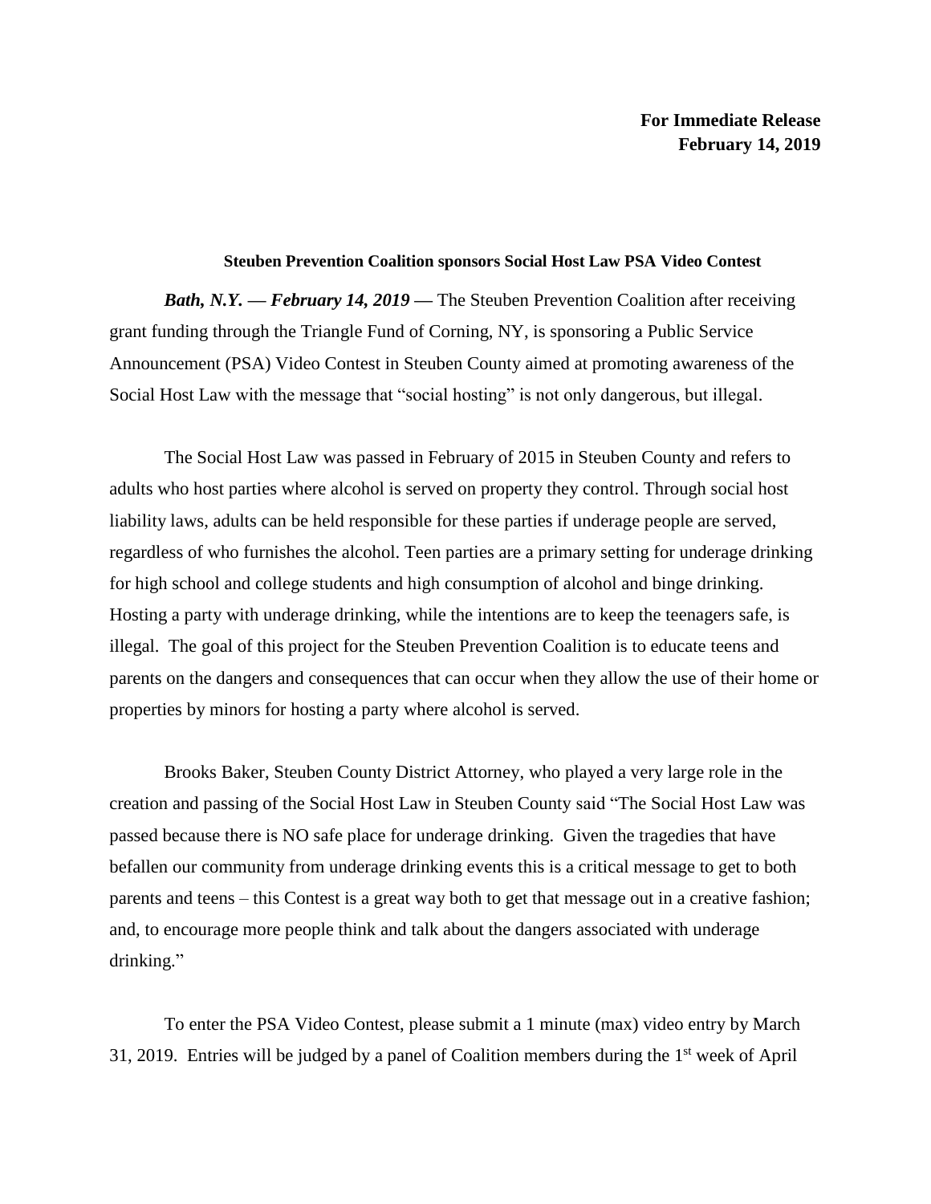**For Immediate Release**
**February 14, 2019**

**Steuben Prevention Coalition sponsors Social Host Law PSA Video Contest**

***Bath, N.Y. — February 14, 2019 —*** The Steuben Prevention Coalition after receiving grant funding through the Triangle Fund of Corning, NY, is sponsoring a Public Service Announcement (PSA) Video Contest in Steuben County aimed at promoting awareness of the Social Host Law with the message that "social hosting" is not only dangerous, but illegal.

The Social Host Law was passed in February of 2015 in Steuben County and refers to adults who host parties where alcohol is served on property they control. Through social host liability laws, adults can be held responsible for these parties if underage people are served, regardless of who furnishes the alcohol. Teen parties are a primary setting for underage drinking for high school and college students and high consumption of alcohol and binge drinking. Hosting a party with underage drinking, while the intentions are to keep the teenagers safe, is illegal. The goal of this project for the Steuben Prevention Coalition is to educate teens and parents on the dangers and consequences that can occur when they allow the use of their home or properties by minors for hosting a party where alcohol is served.

Brooks Baker, Steuben County District Attorney, who played a very large role in the creation and passing of the Social Host Law in Steuben County said "The Social Host Law was passed because there is NO safe place for underage drinking. Given the tragedies that have befallen our community from underage drinking events this is a critical message to get to both parents and teens – this Contest is a great way both to get that message out in a creative fashion; and, to encourage more people think and talk about the dangers associated with underage drinking."

To enter the PSA Video Contest, please submit a 1 minute (max) video entry by March 31, 2019. Entries will be judged by a panel of Coalition members during the 1st week of April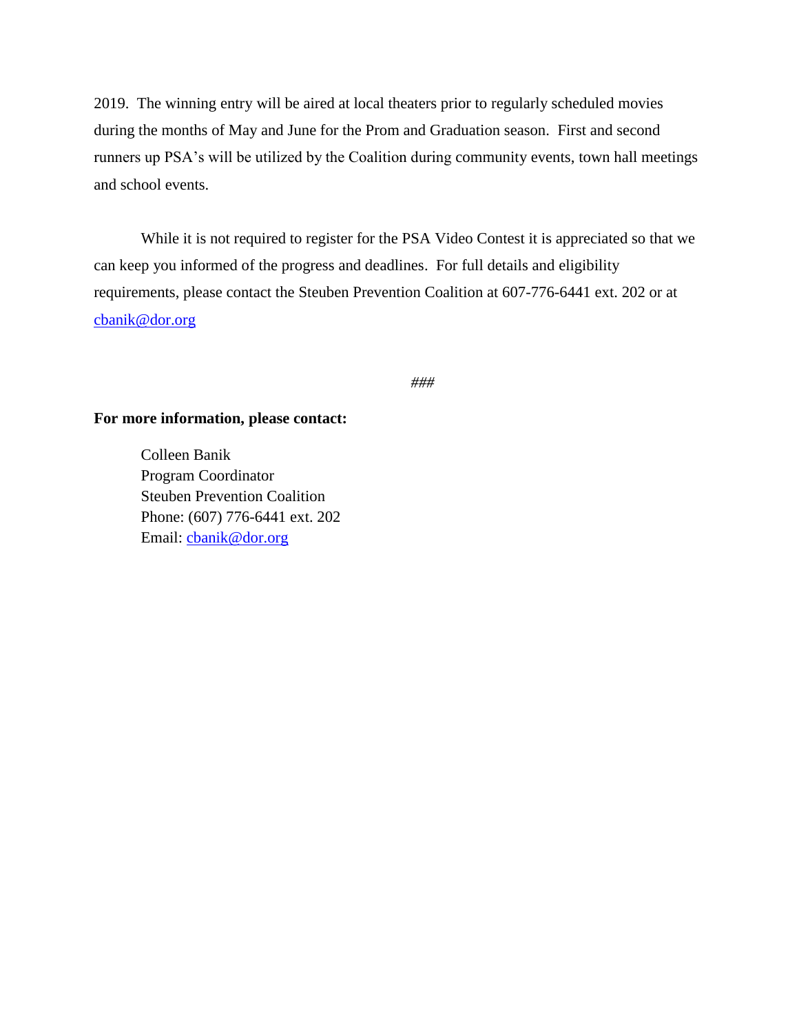2019. The winning entry will be aired at local theaters prior to regularly scheduled movies during the months of May and June for the Prom and Graduation season. First and second runners up PSA's will be utilized by the Coalition during community events, town hall meetings and school events.

While it is not required to register for the PSA Video Contest it is appreciated so that we can keep you informed of the progress and deadlines. For full details and eligibility requirements, please contact the Steuben Prevention Coalition at 607-776-6441 ext. 202 or at cbanik@dor.org

*###*

**For more information, please contact:**

Colleen Banik
Program Coordinator
Steuben Prevention Coalition
Phone: (607) 776-6441 ext. 202
Email: cbanik@dor.org